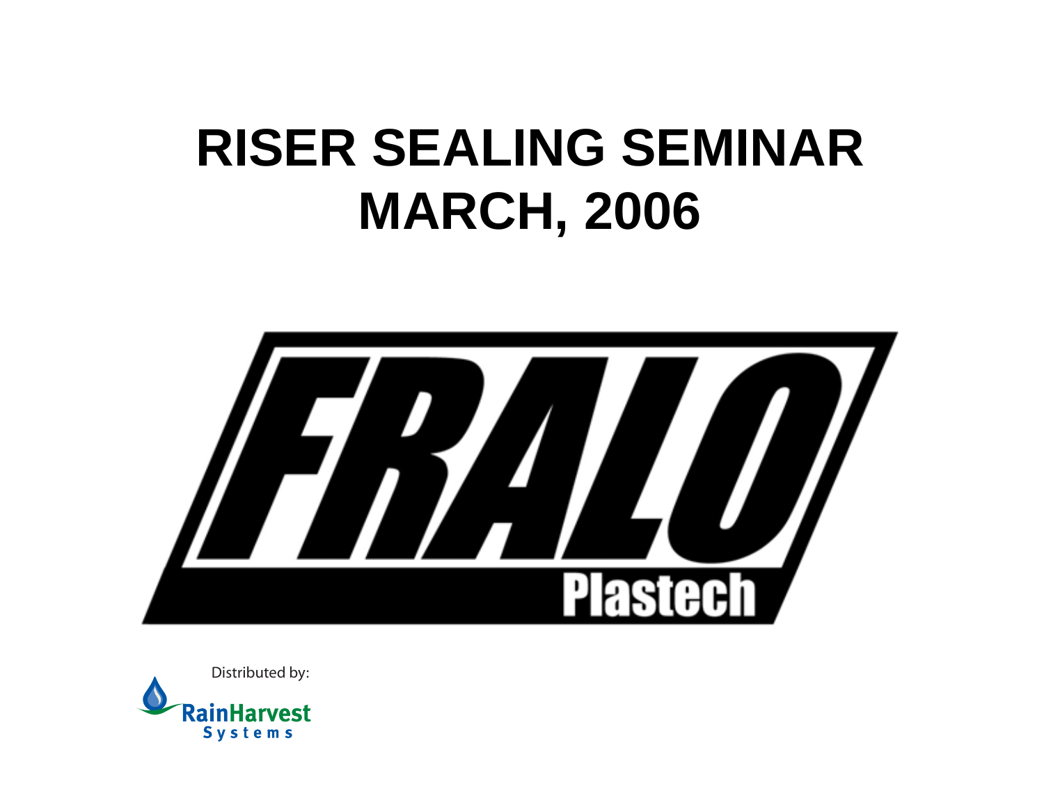# RISER SEALING SEMINAR
# MARCH, 2006

FRALO Plastech

Distributed by:

RainHarvest Systems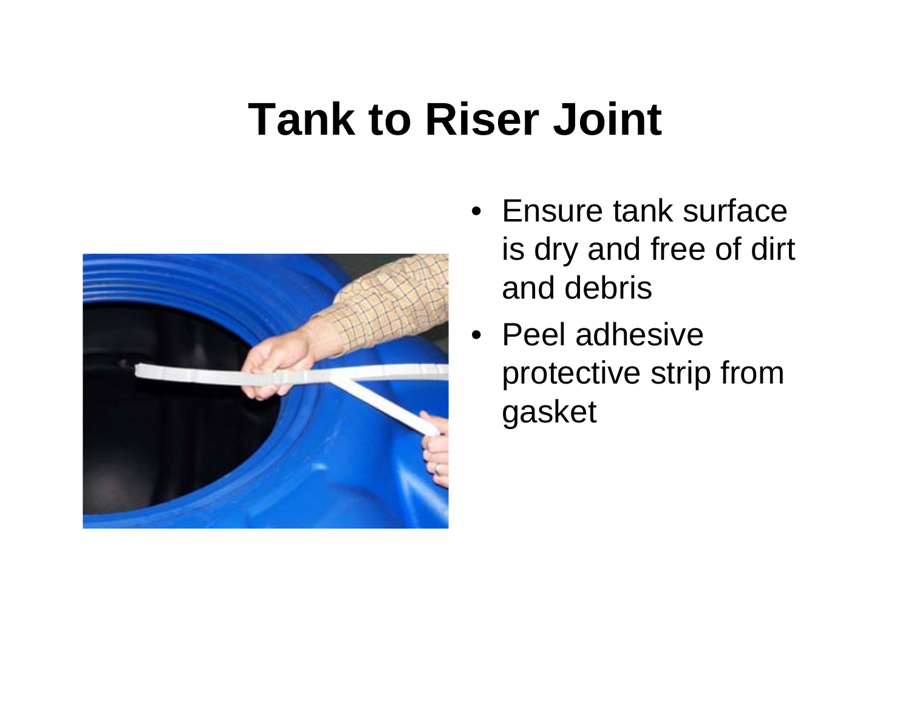# Tank to Riser Joint

- Ensure tank surface is dry and free of dirt and debris
- Peel adhesive protective strip from gasket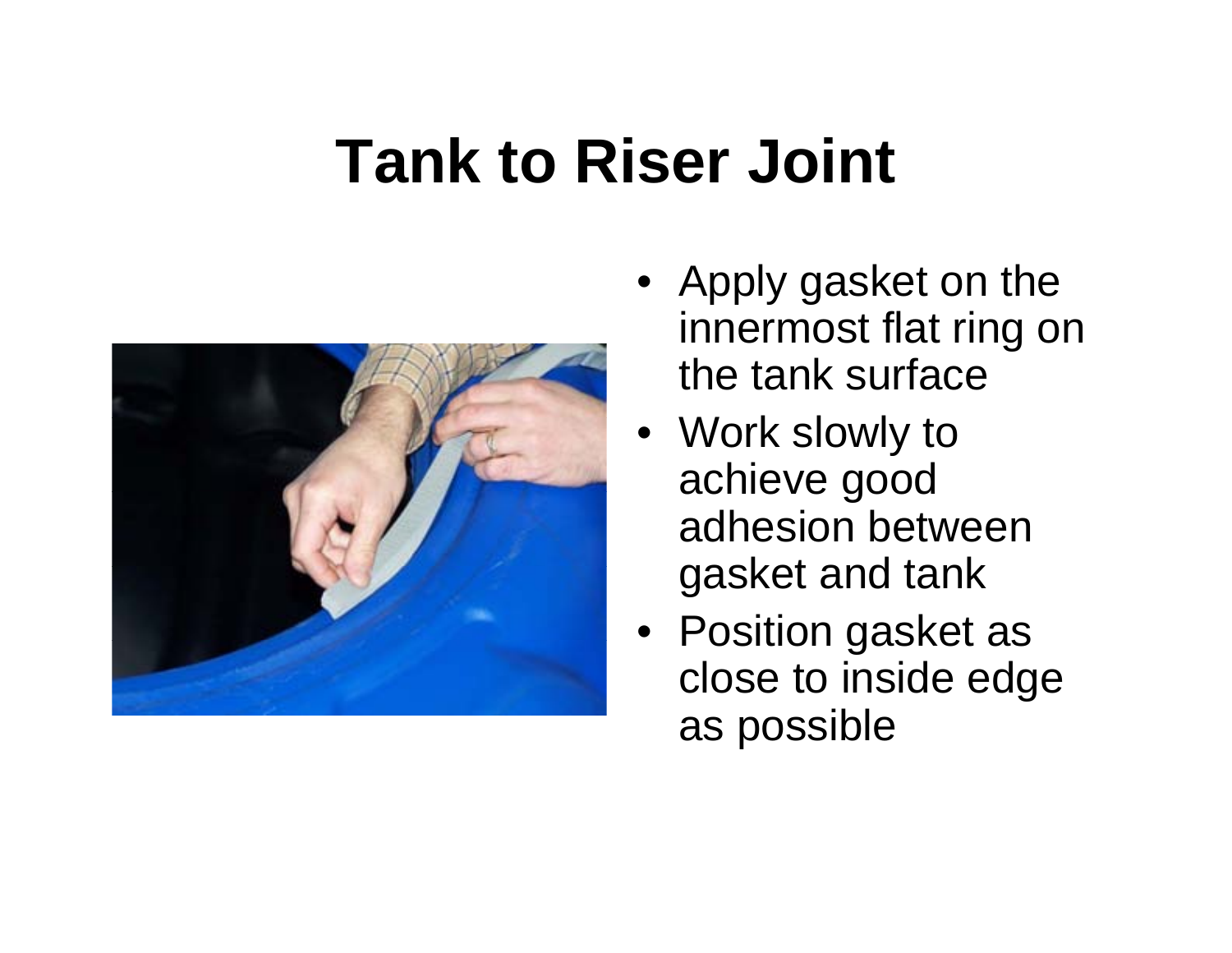# Tank to Riser Joint

- Apply gasket on the innermost flat ring on the tank surface
- Work slowly to achieve good adhesion between gasket and tank
- Position gasket as close to inside edge as possible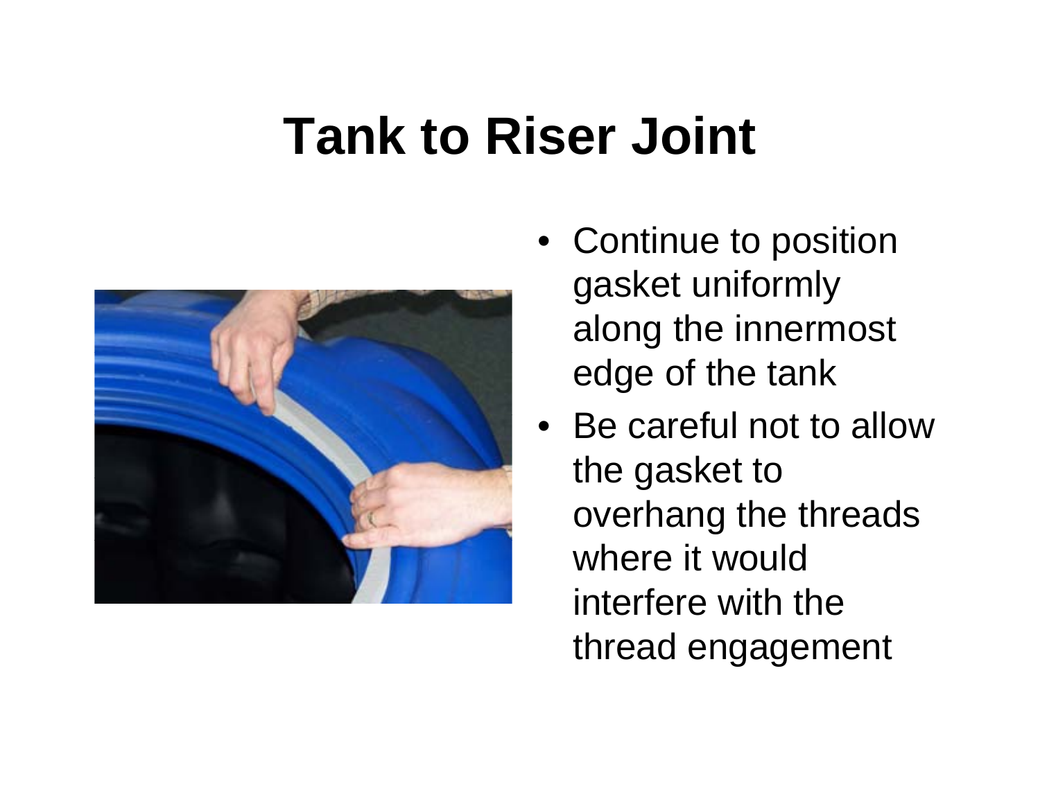# Tank to Riser Joint

- Continue to position gasket uniformly along the innermost edge of the tank
- Be careful not to allow the gasket to overhang the threads where it would interfere with the thread engagement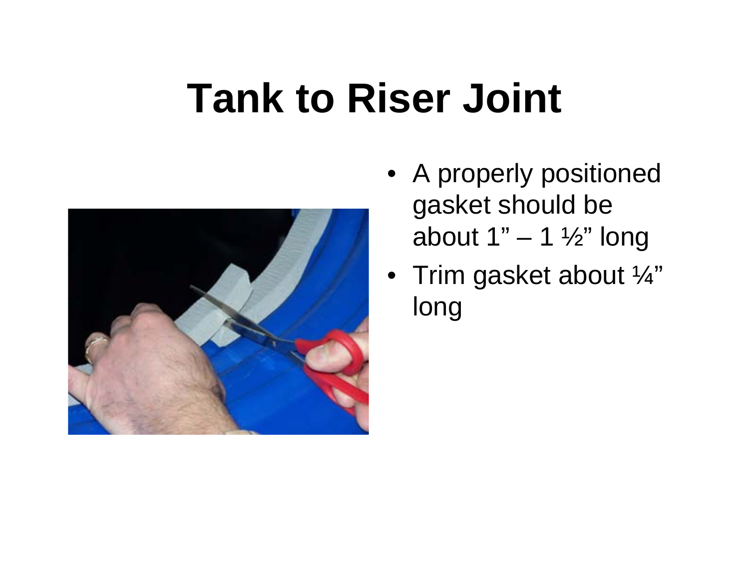# Tank to Riser Joint

- A properly positioned gasket should be about 1" – 1 ½" long
- Trim gasket about ¼" long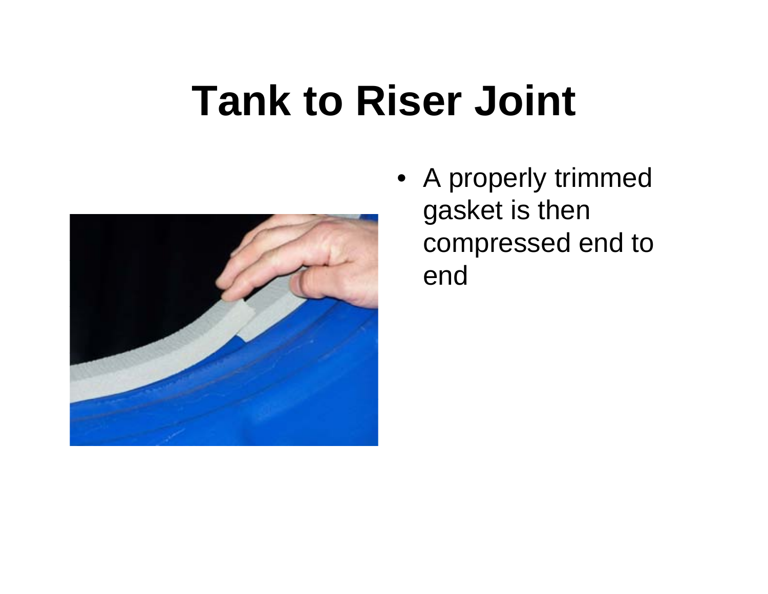# Tank to Riser Joint

- A properly trimmed gasket is then compressed end to end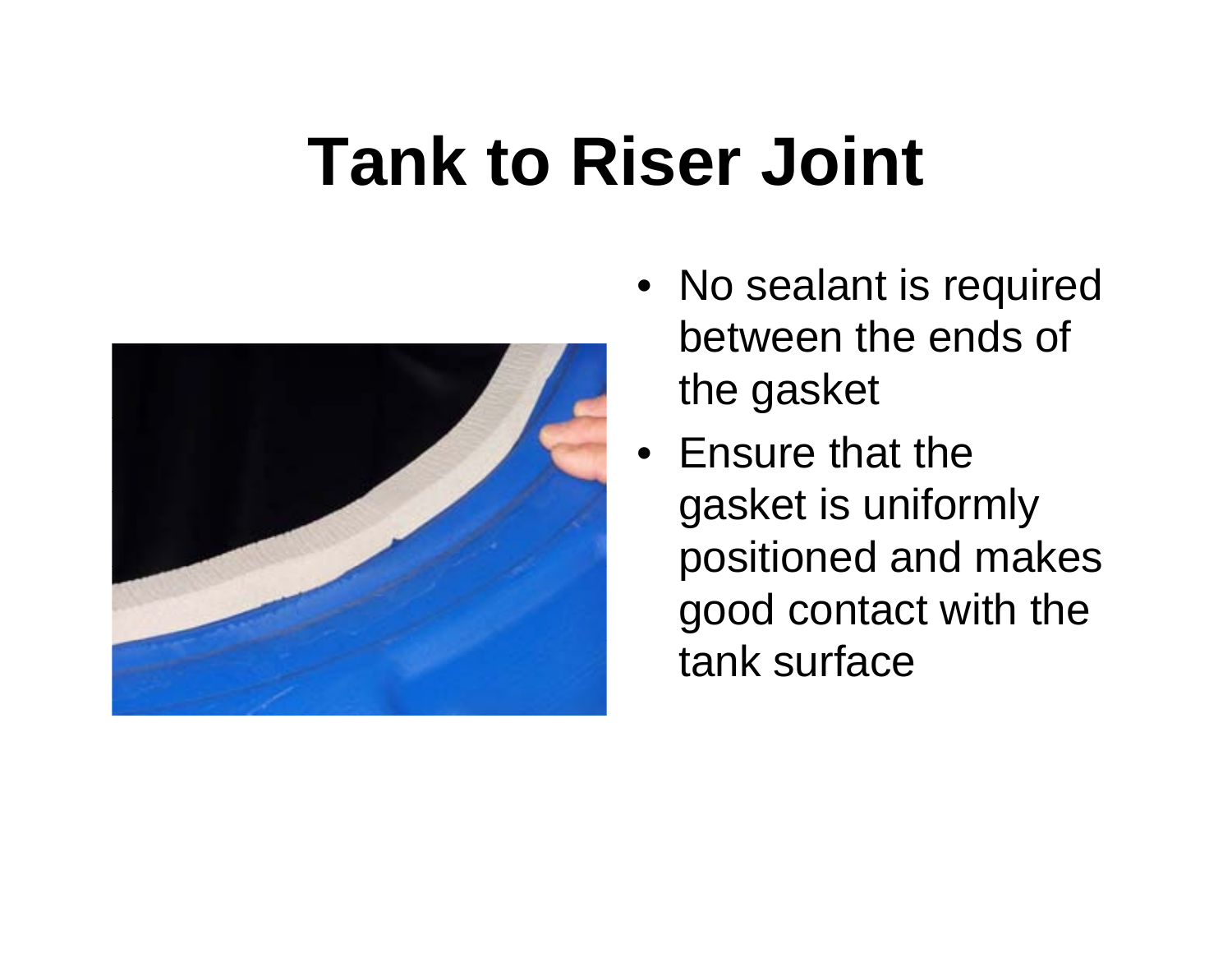# Tank to Riser Joint

- No sealant is required between the ends of the gasket
- Ensure that the gasket is uniformly positioned and makes good contact with the tank surface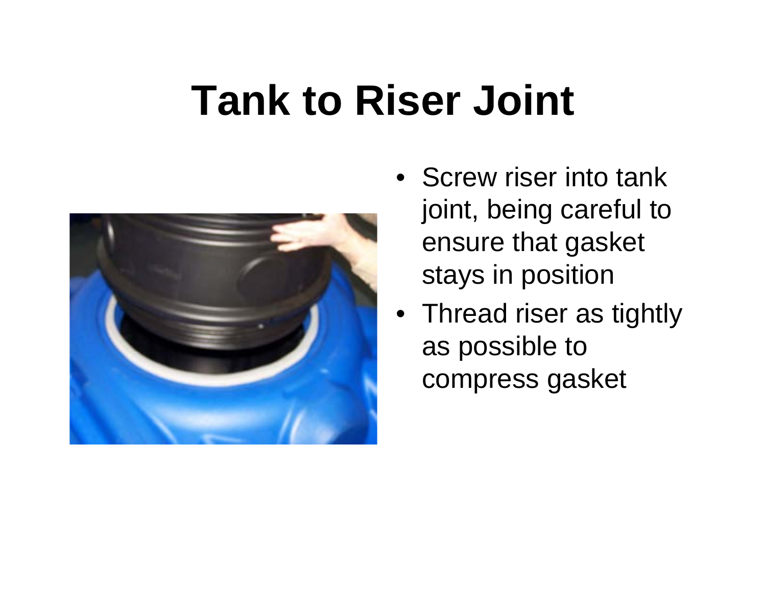# Tank to Riser Joint

- Screw riser into tank joint, being careful to ensure that gasket stays in position
- Thread riser as tightly as possible to compress gasket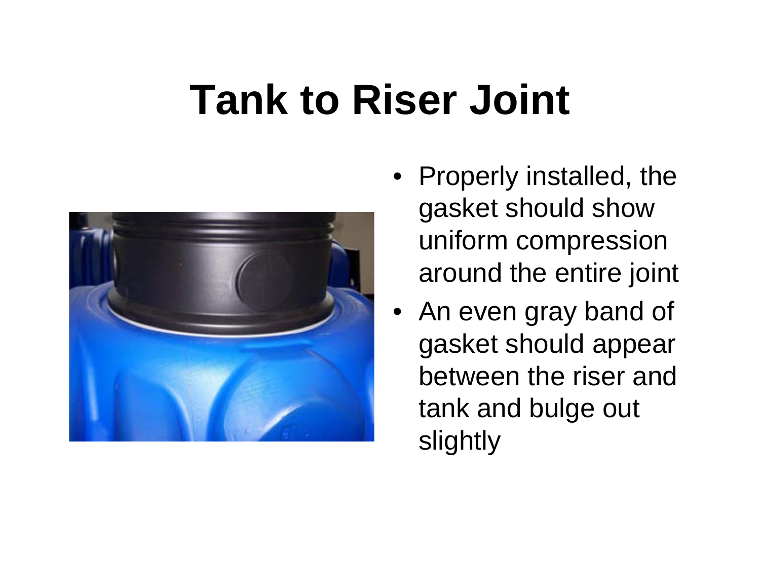# Tank to Riser Joint

- Properly installed, the gasket should show uniform compression around the entire joint
- An even gray band of gasket should appear between the riser and tank and bulge out slightly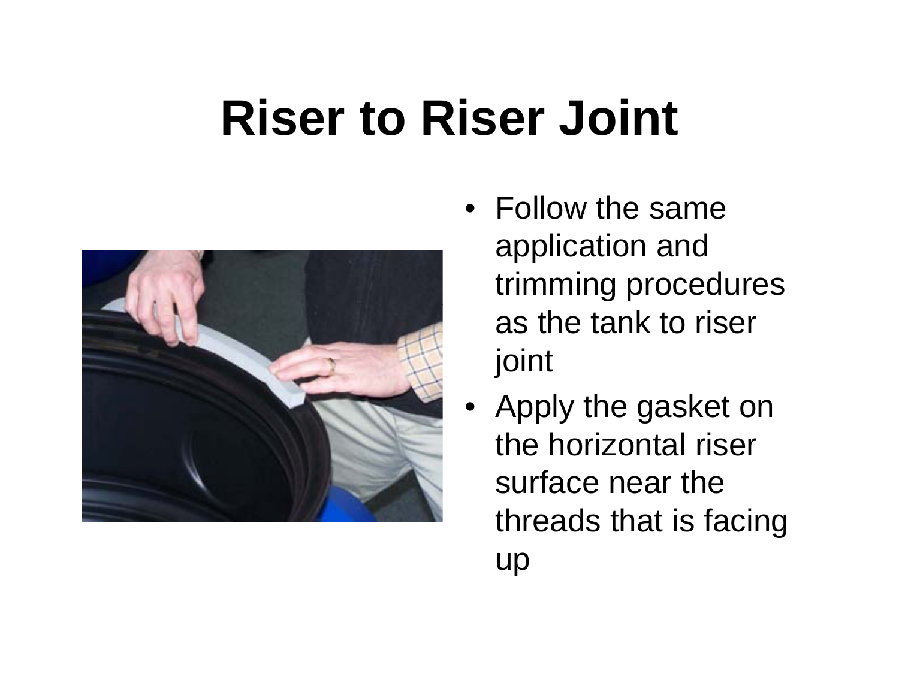# Riser to Riser Joint

- Follow the same application and trimming procedures as the tank to riser joint
- Apply the gasket on the horizontal riser surface near the threads that is facing up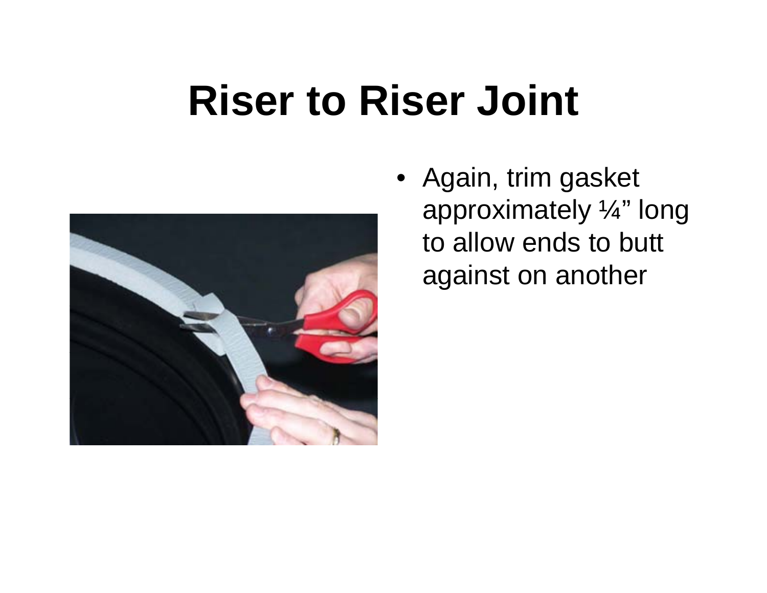# Riser to Riser Joint

- Again, trim gasket approximately ¼” long to allow ends to butt against on another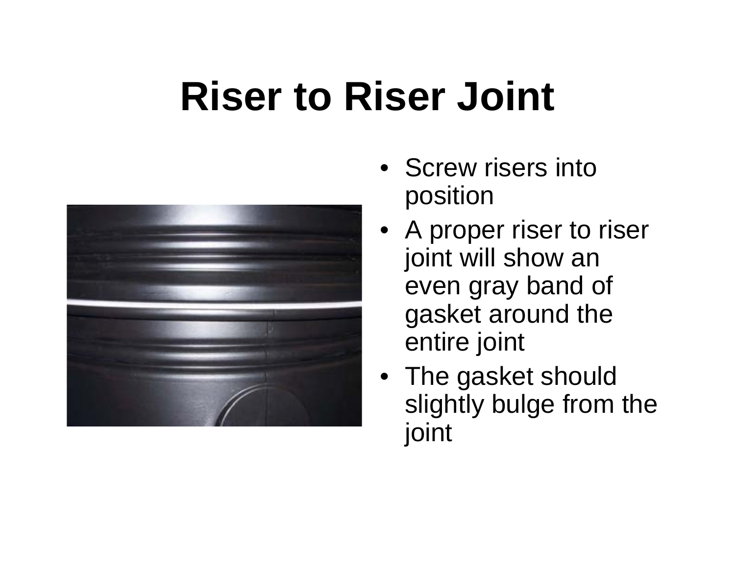# Riser to Riser Joint

- Screw risers into position
- A proper riser to riser joint will show an even gray band of gasket around the entire joint
- The gasket should slightly bulge from the joint